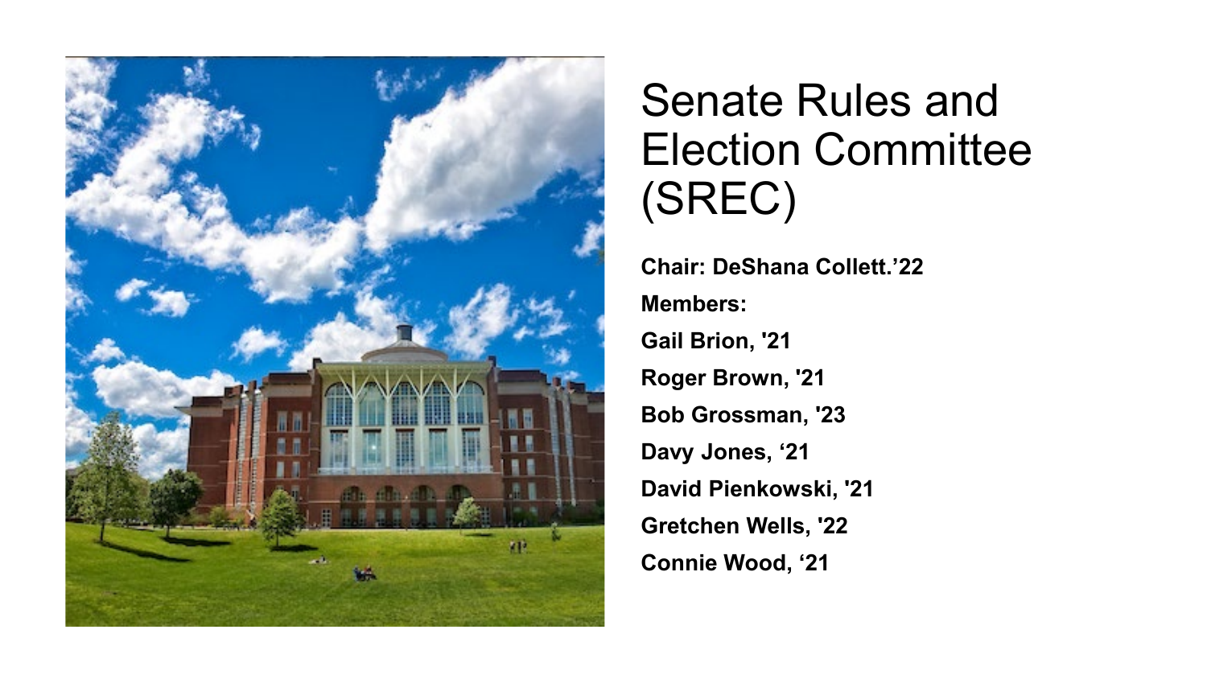# Senate Rules and Election Committee (SREC)

**Chair: DeShana Collett.'22**

**Members:**

**Gail Brion, '21**

**Roger Brown, '21**

**Bob Grossman, '23**

**Davy Jones, '21**

**David Pienkowski, '21**

**Gretchen Wells, '22**

**Connie Wood, '21**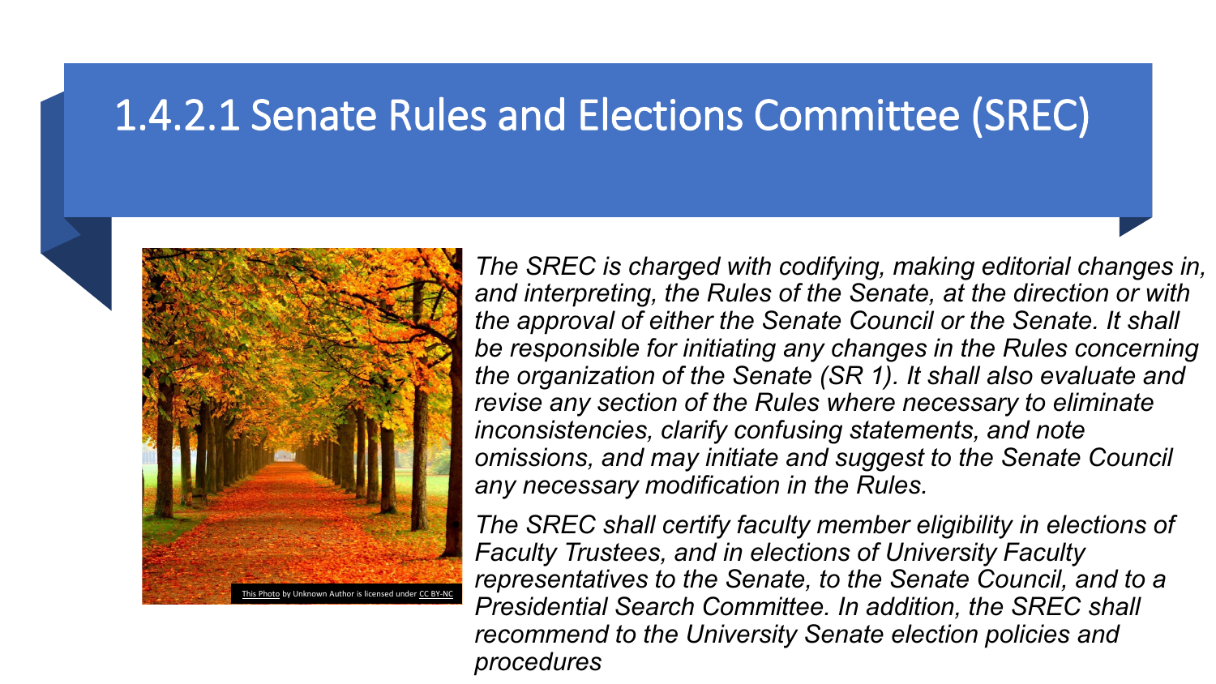# 1.4.2.1 Senate Rules and Elections Committee (SREC)

*The SREC is charged with codifying, making editorial changes in, and interpreting, the Rules of the Senate, at the direction or with the approval of either the Senate Council or the Senate. It shall be responsible for initiating any changes in the Rules concerning the organization of the Senate (SR 1). It shall also evaluate and revise any section of the Rules where necessary to eliminate inconsistencies, clarify confusing statements, and note omissions, and may initiate and suggest to the Senate Council any necessary modification in the Rules.*

*The SREC shall certify faculty member eligibility in elections of Faculty Trustees, and in elections of University Faculty representatives to the Senate, to the Senate Council, and to a Presidential Search Committee. In addition, the SREC shall recommend to the University Senate election policies and procedures*

This Photo by Unknown Author is licensed under CC BY-NC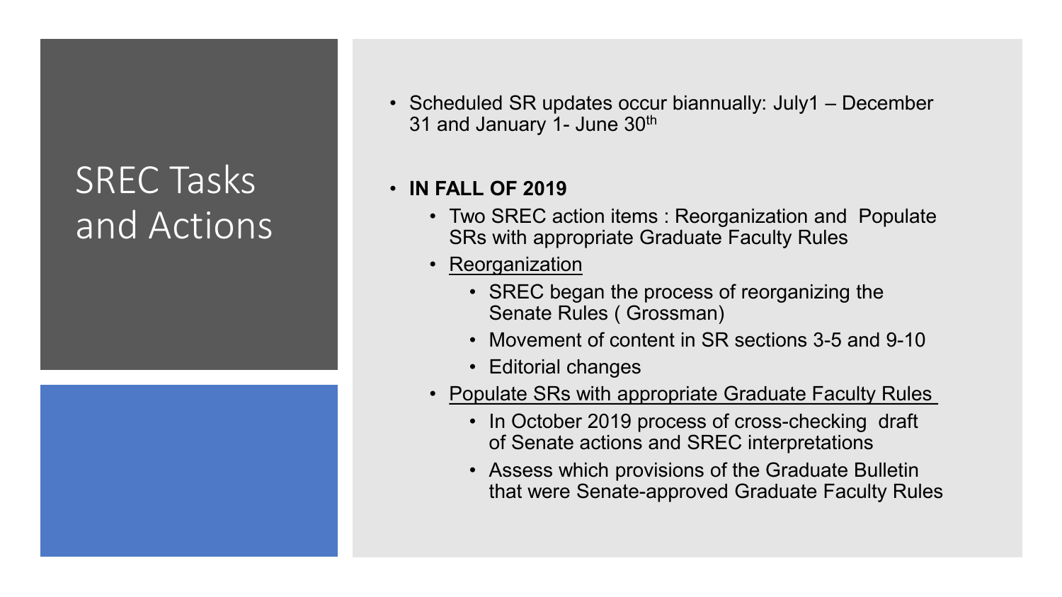# SREC Tasks and Actions

- Scheduled SR updates occur biannually: July1 – December 31 and January 1- June 30th
- **IN FALL OF 2019**
  - Two SREC action items : Reorganization and Populate SRs with appropriate Graduate Faculty Rules
  - Reorganization
    - SREC began the process of reorganizing the Senate Rules ( Grossman)
    - Movement of content in SR sections 3-5 and 9-10
    - Editorial changes
  - Populate SRs with appropriate Graduate Faculty Rules
    - In October 2019 process of cross-checking draft of Senate actions and SREC interpretations
    - Assess which provisions of the Graduate Bulletin that were Senate-approved Graduate Faculty Rules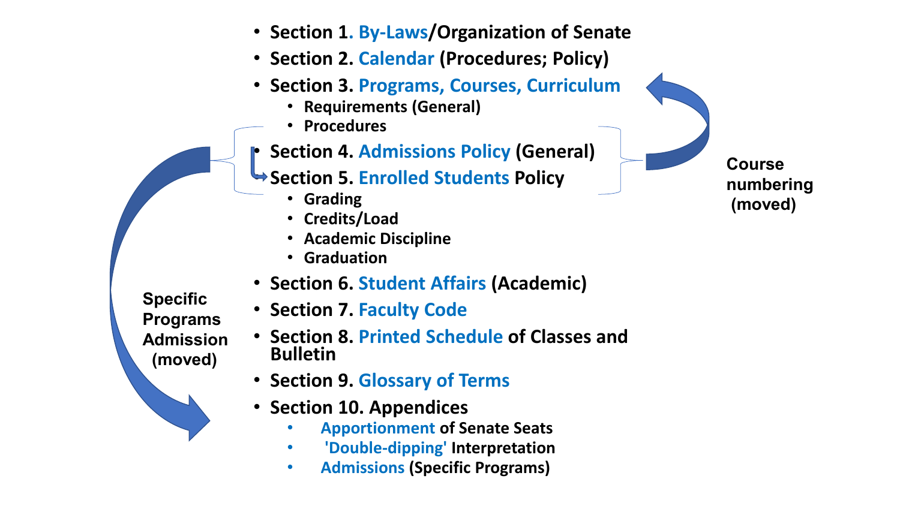- Section 1. By-Laws/Organization of Senate
- Section 2. Calendar (Procedures; Policy)
- Section 3. Programs, Courses, Curriculum
  - Requirements (General)
  - Procedures
- Section 4. Admissions Policy (General)
- Section 5. Enrolled Students Policy
  - Grading
  - Credits/Load
  - Academic Discipline
  - Graduation
- Section 6. Student Affairs (Academic)
- Section 7. Faculty Code
- Section 8. Printed Schedule of Classes and Bulletin
- Section 9. Glossary of Terms
- Section 10. Appendices
  - Apportionment of Senate Seats
  - 'Double-dipping' Interpretation
  - Admissions (Specific Programs)

Course numbering (moved)

Specific Programs Admission (moved)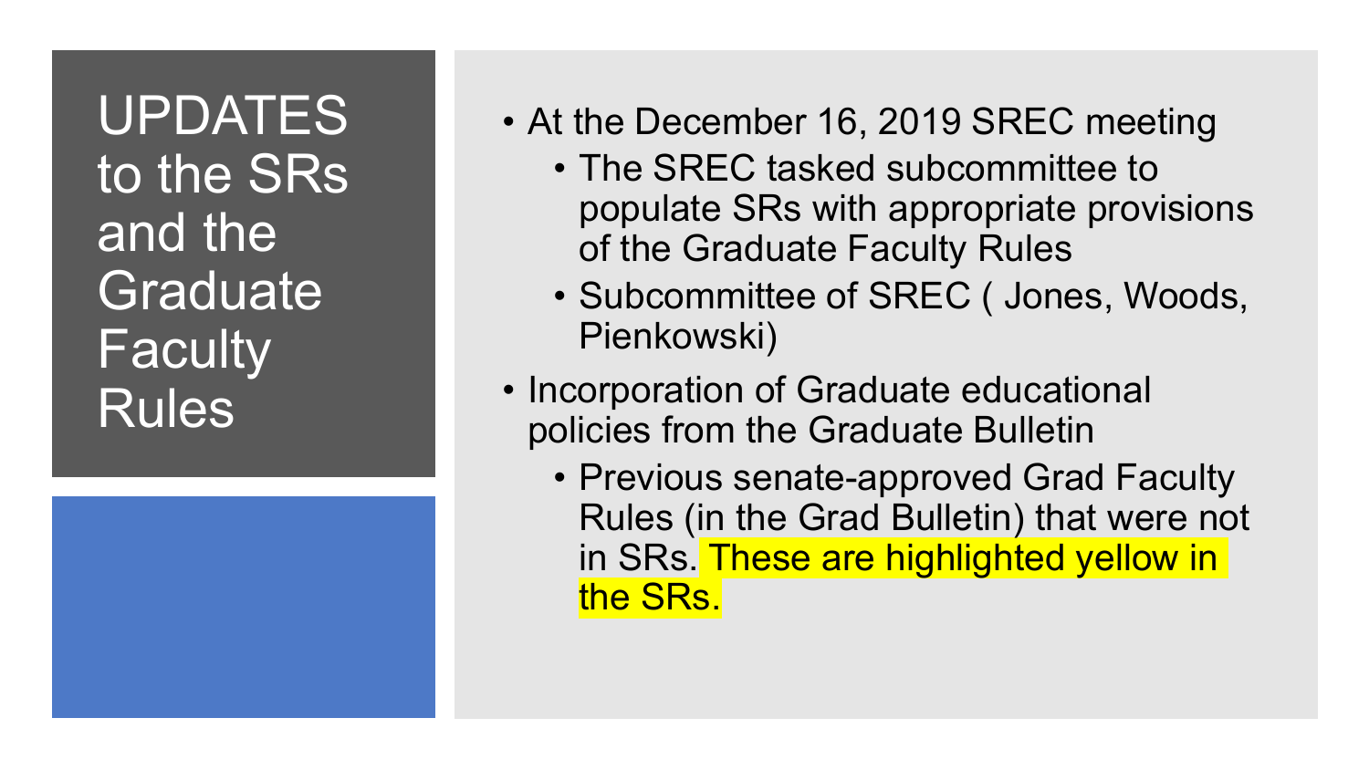# UPDATES to the SRs and the Graduate Faculty Rules

- At the December 16, 2019 SREC meeting
  - The SREC tasked subcommittee to populate SRs with appropriate provisions of the Graduate Faculty Rules
  - Subcommittee of SREC ( Jones, Woods, Pienkowski)
- Incorporation of Graduate educational policies from the Graduate Bulletin
  - Previous senate-approved Grad Faculty Rules (in the Grad Bulletin) that were not in SRs. These are highlighted yellow in the SRs.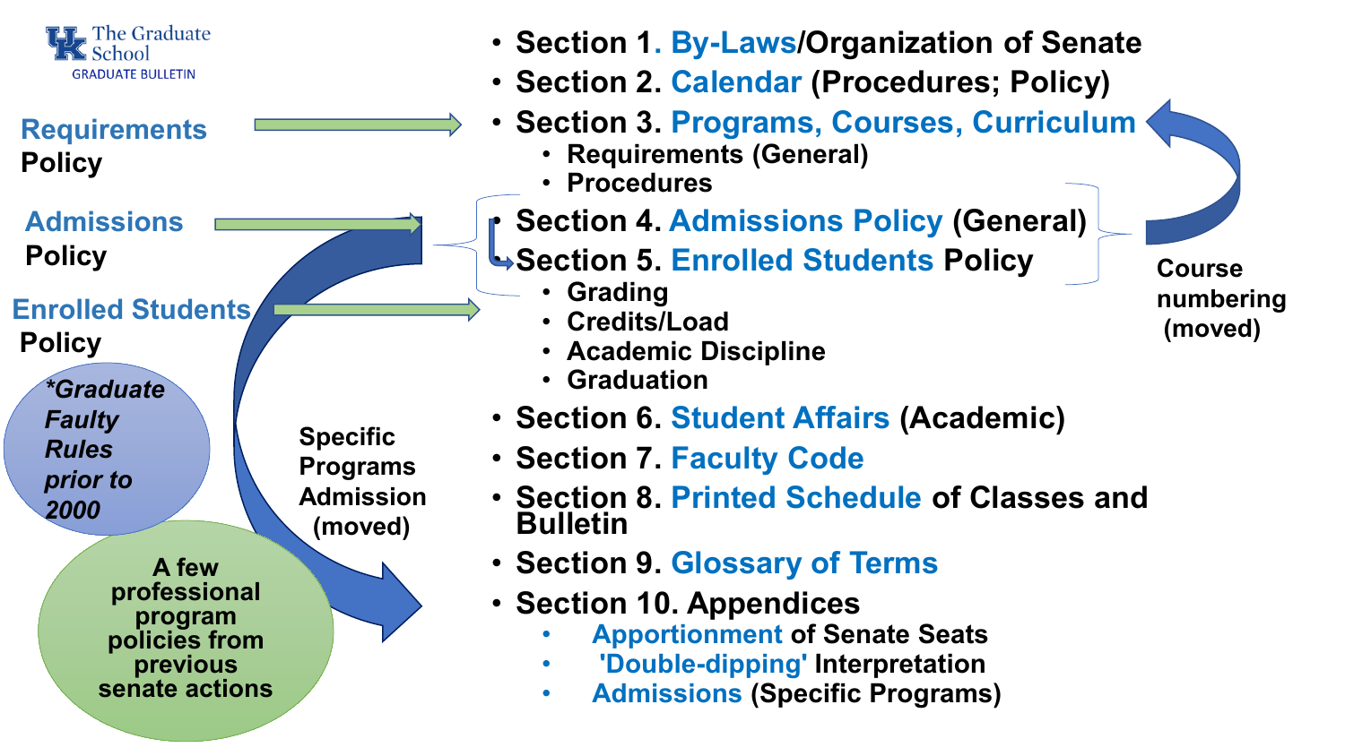The Graduate School
GRADUATE BULLETIN

**Requirements** Policy

**Admissions** Policy

**Enrolled Students** Policy

*\*Graduate Faulty Rules prior to 2000*

**A few professional program policies from previous senate actions**

**Specific Programs Admission (moved)**

- **Section 1. By-Laws/Organization of Senate**
- **Section 2. Calendar (Procedures; Policy)**
- **Section 3. Programs, Courses, Curriculum**
  - **Requirements (General)**
  - **Procedures**
- **Section 4. Admissions Policy (General)**
- **Section 5. Enrolled Students Policy**
  - **Grading**
  - **Credits/Load**
  - **Academic Discipline**
  - **Graduation**
- **Section 6. Student Affairs (Academic)**
- **Section 7. Faculty Code**
- **Section 8. Printed Schedule of Classes and Bulletin**
- **Section 9. Glossary of Terms**
- **Section 10. Appendices**
  - **Apportionment of Senate Seats**
  - **'Double-dipping' Interpretation**
  - **Admissions (Specific Programs)**

**Course numbering (moved)**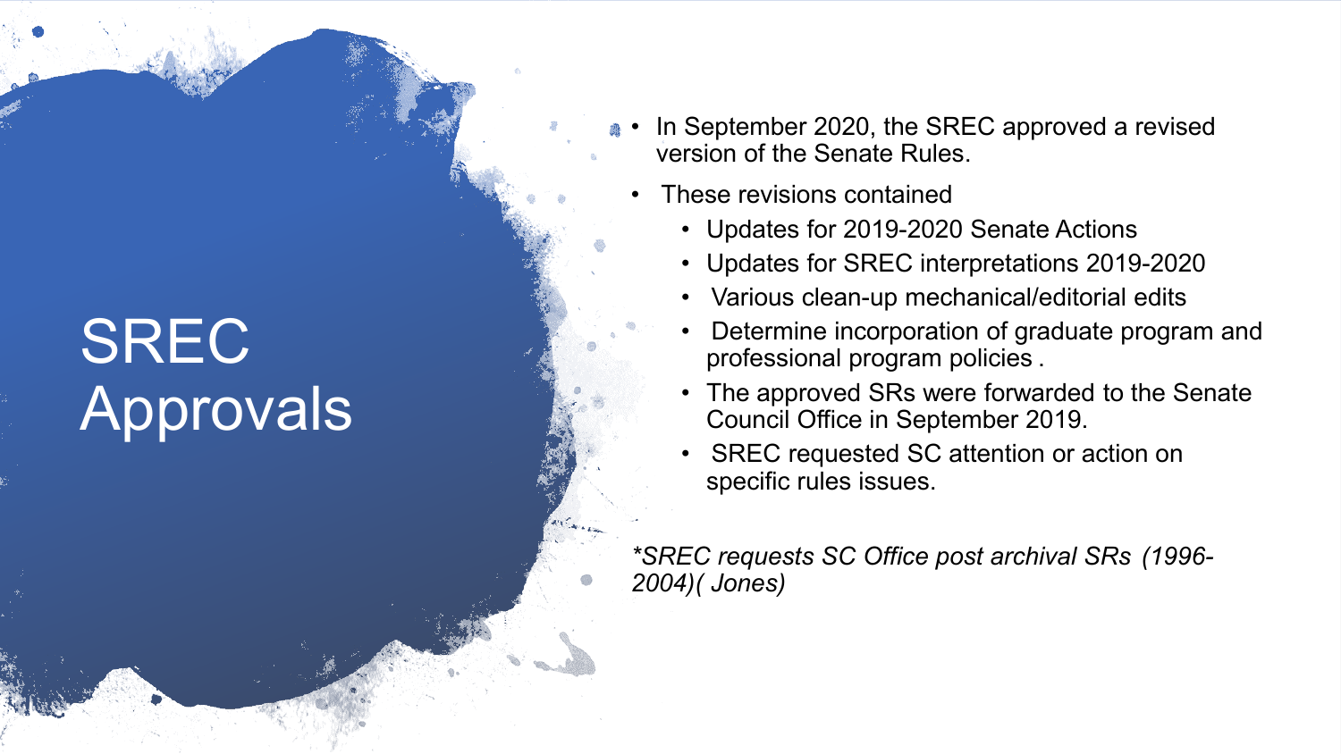# SREC Approvals

- In September 2020, the SREC approved a revised version of the Senate Rules.
- These revisions contained
  - Updates for 2019-2020 Senate Actions
  - Updates for SREC interpretations 2019-2020
  - Various clean-up mechanical/editorial edits
  - Determine incorporation of graduate program and professional program policies .
  - The approved SRs were forwarded to the Senate Council Office in September 2019.
  - SREC requested SC attention or action on specific rules issues.

*\*SREC requests SC Office post archival SRs (1996-2004)( Jones)*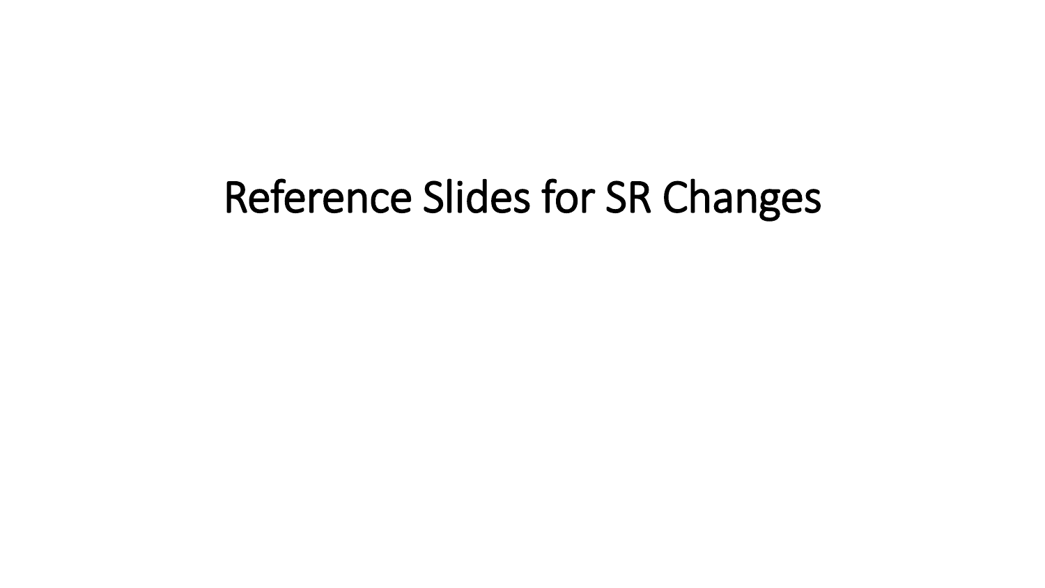# Reference Slides for SR Changes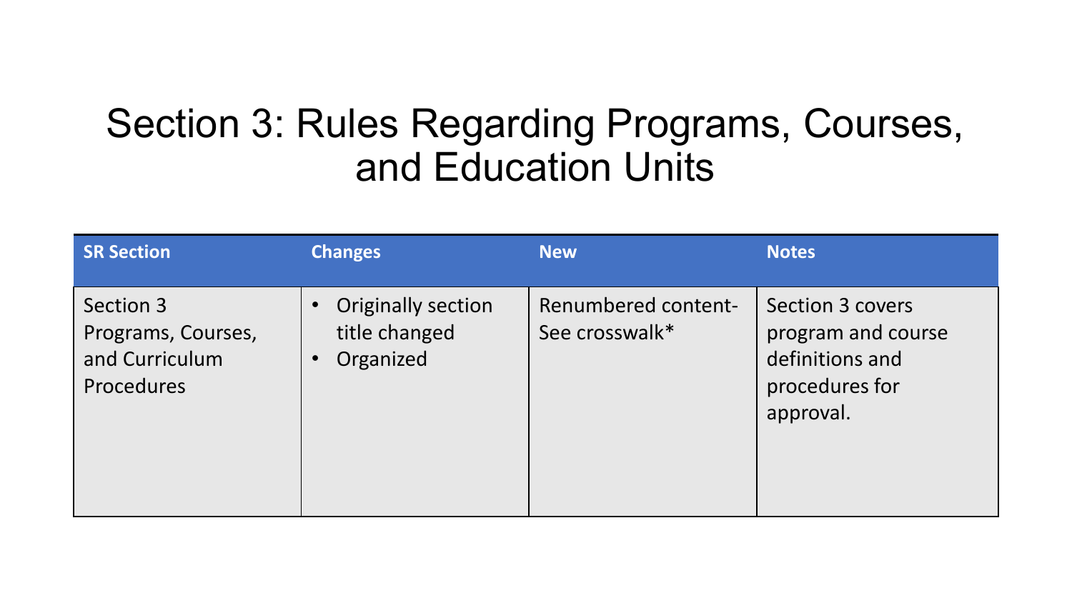# Section 3: Rules Regarding Programs, Courses, and Education Units

| SR Section | Changes | New | Notes |
| --- | --- | --- | --- |
| Section 3 Programs, Courses, and Curriculum Procedures | • Originally section title changed<br>• Organized | Renumbered content- See crosswalk* | Section 3 covers program and course definitions and procedures for approval. |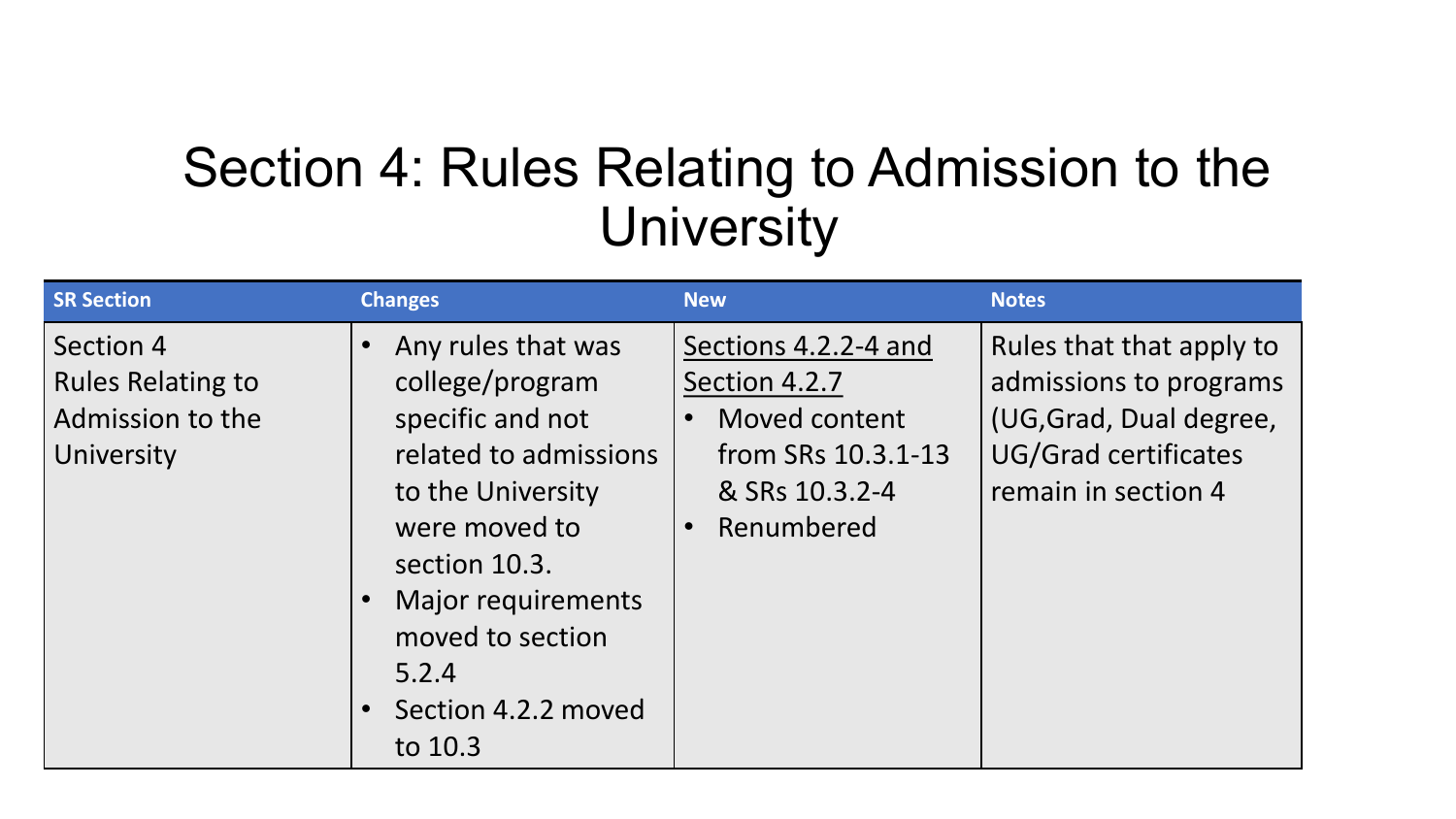# Section 4: Rules Relating to Admission to the University

| SR Section | Changes | New | Notes |
|---|---|---|---|
| Section 4 Rules Relating to Admission to the University | • Any rules that was college/program specific and not related to admissions to the University were moved to section 10.3.<br>• Major requirements moved to section 5.2.4<br>• Section 4.2.2 moved to 10.3 | <u>Sections 4.2.2-4 and Section 4.2.7</u><br>• Moved content from SRs 10.3.1-13 & SRs 10.3.2-4<br>• Renumbered | Rules that that apply to admissions to programs (UG,Grad, Dual degree, UG/Grad certificates remain in section 4 |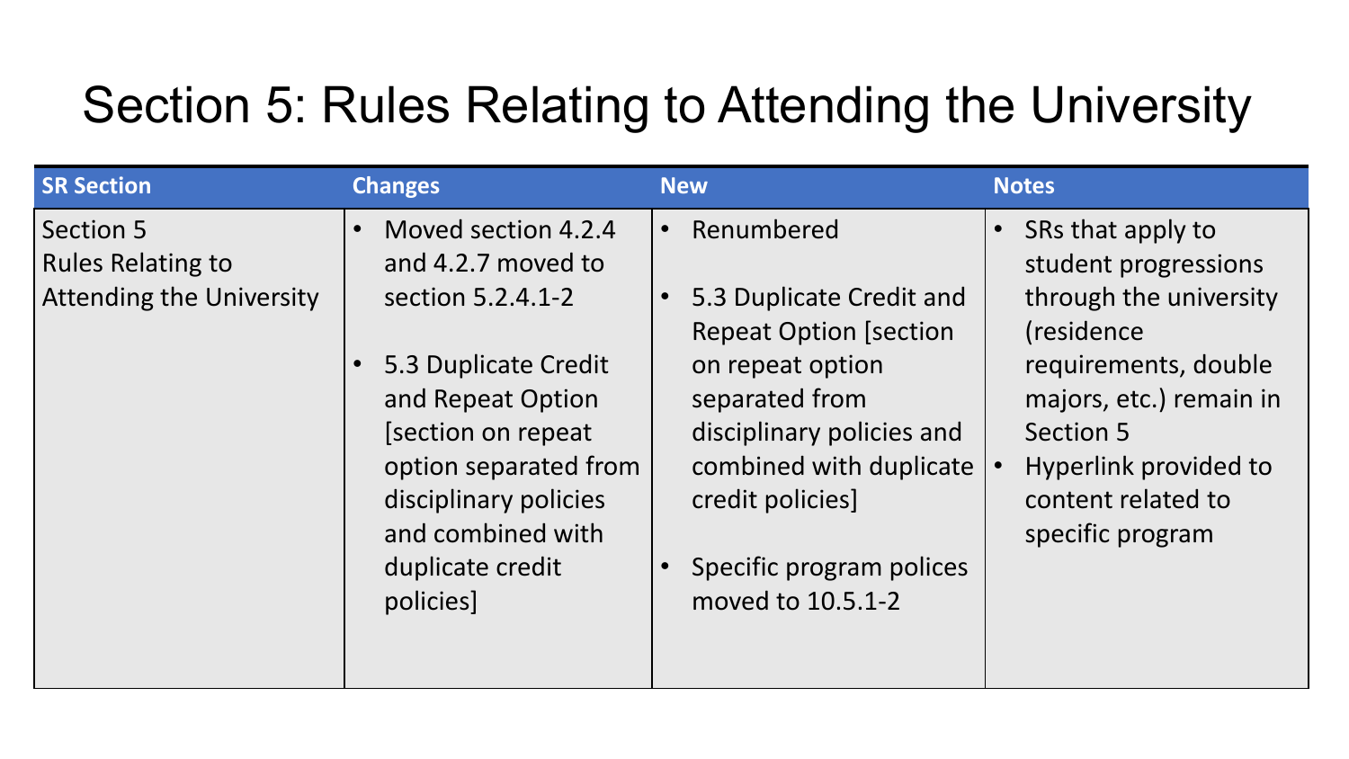# Section 5: Rules Relating to Attending the University

| SR Section | Changes | New | Notes |
|---|---|---|---|
| Section 5<br>Rules Relating to Attending the University | • Moved section 4.2.4 and 4.2.7 moved to section 5.2.4.1-2<br><br>• 5.3 Duplicate Credit and Repeat Option [section on repeat option separated from disciplinary policies and combined with duplicate credit policies] | • Renumbered<br><br>• 5.3 Duplicate Credit and Repeat Option [section on repeat option separated from disciplinary policies and combined with duplicate credit policies]<br><br>• Specific program polices moved to 10.5.1-2 | • SRs that apply to student progressions through the university (residence requirements, double majors, etc.) remain in Section 5<br>• Hyperlink provided to content related to specific program |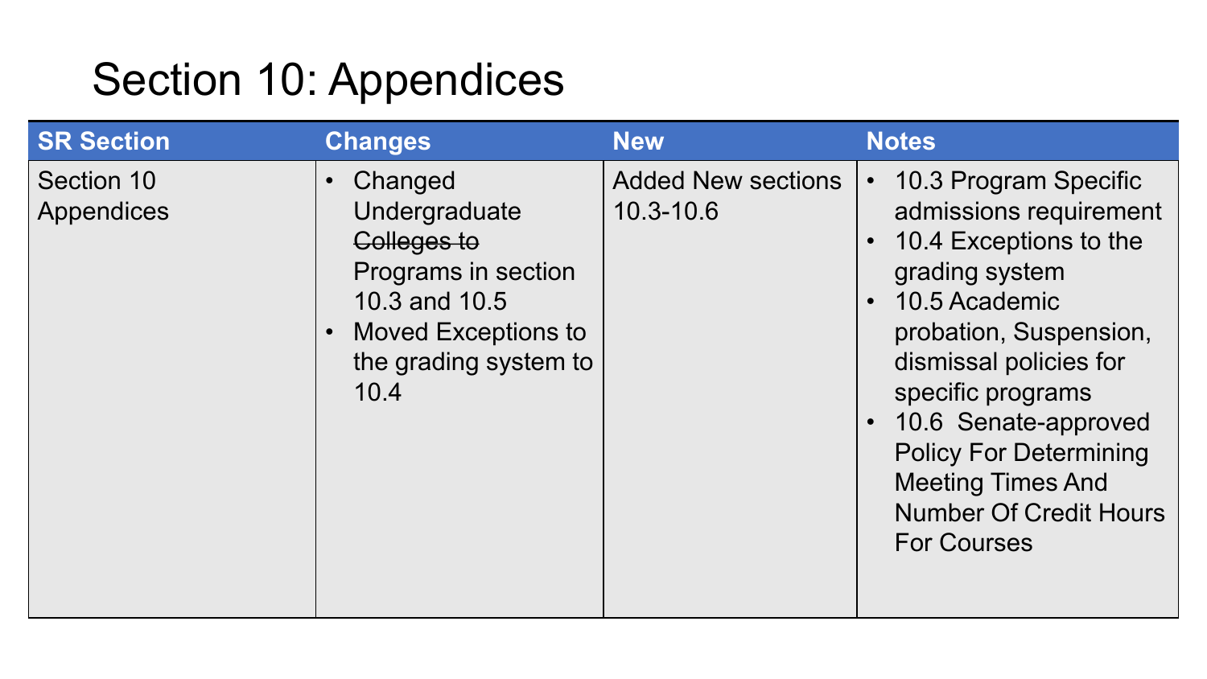# Section 10: Appendices

| SR Section | Changes | New | Notes |
|---|---|---|---|
| Section 10 Appendices | • Changed Undergraduate ~~Colleges to~~ Programs in section 10.3 and 10.5<br>• Moved Exceptions to the grading system to 10.4 | Added New sections 10.3-10.6 | • 10.3 Program Specific admissions requirement<br>• 10.4 Exceptions to the grading system<br>• 10.5 Academic probation, Suspension, dismissal policies for specific programs<br>• 10.6 Senate-approved Policy For Determining Meeting Times And Number Of Credit Hours For Courses |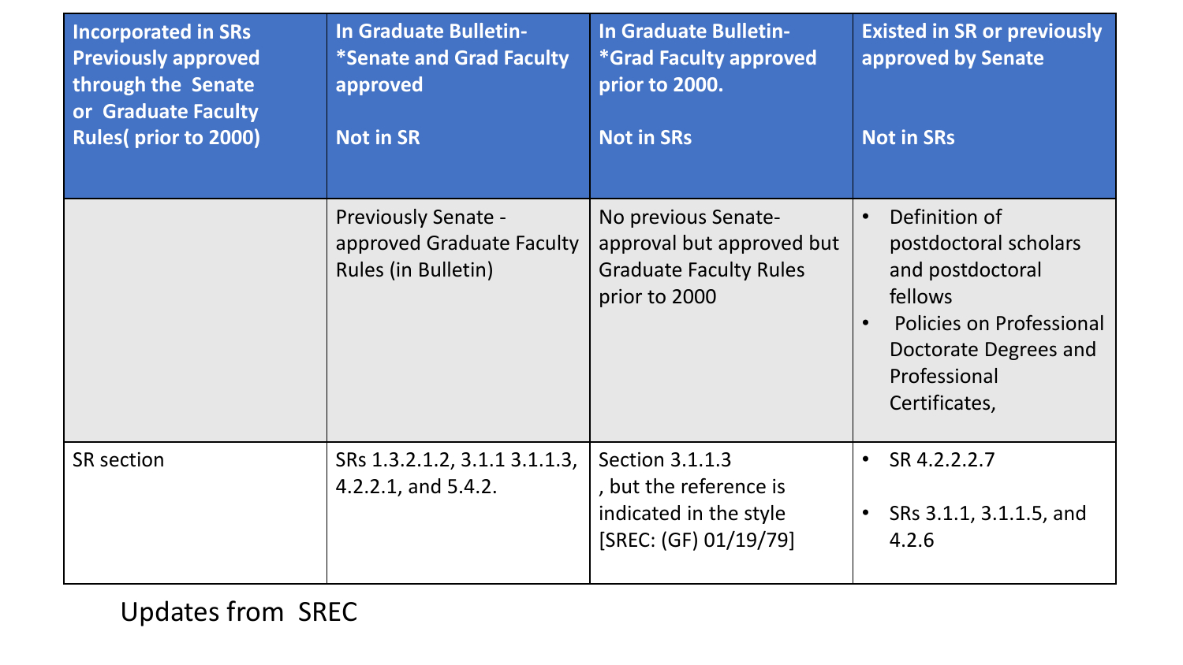| Incorporated in SRs Previously approved through the Senate or Graduate Faculty Rules( prior to 2000) | In Graduate Bulletin- *Senate and Grad Faculty approved<br><br>Not in SR | In Graduate Bulletin- *Grad Faculty approved prior to 2000.<br><br>Not in SRs | Existed in SR or previously approved by Senate<br><br>Not in SRs |
|---|---|---|---|
| | Previously Senate - approved Graduate Faculty Rules (in Bulletin) | No previous Senate-approval but approved but Graduate Faculty Rules prior to 2000 | • Definition of postdoctoral scholars and postdoctoral fellows<br>• Policies on Professional Doctorate Degrees and Professional Certificates, |
| SR section | SRs 1.3.2.1.2, 3.1.1 3.1.1.3, 4.2.2.1, and 5.4.2. | Section 3.1.1.3 , but the reference is indicated in the style [SREC: (GF) 01/19/79] | • SR 4.2.2.2.7<br>• SRs 3.1.1, 3.1.1.5, and 4.2.6 |

Updates from SREC